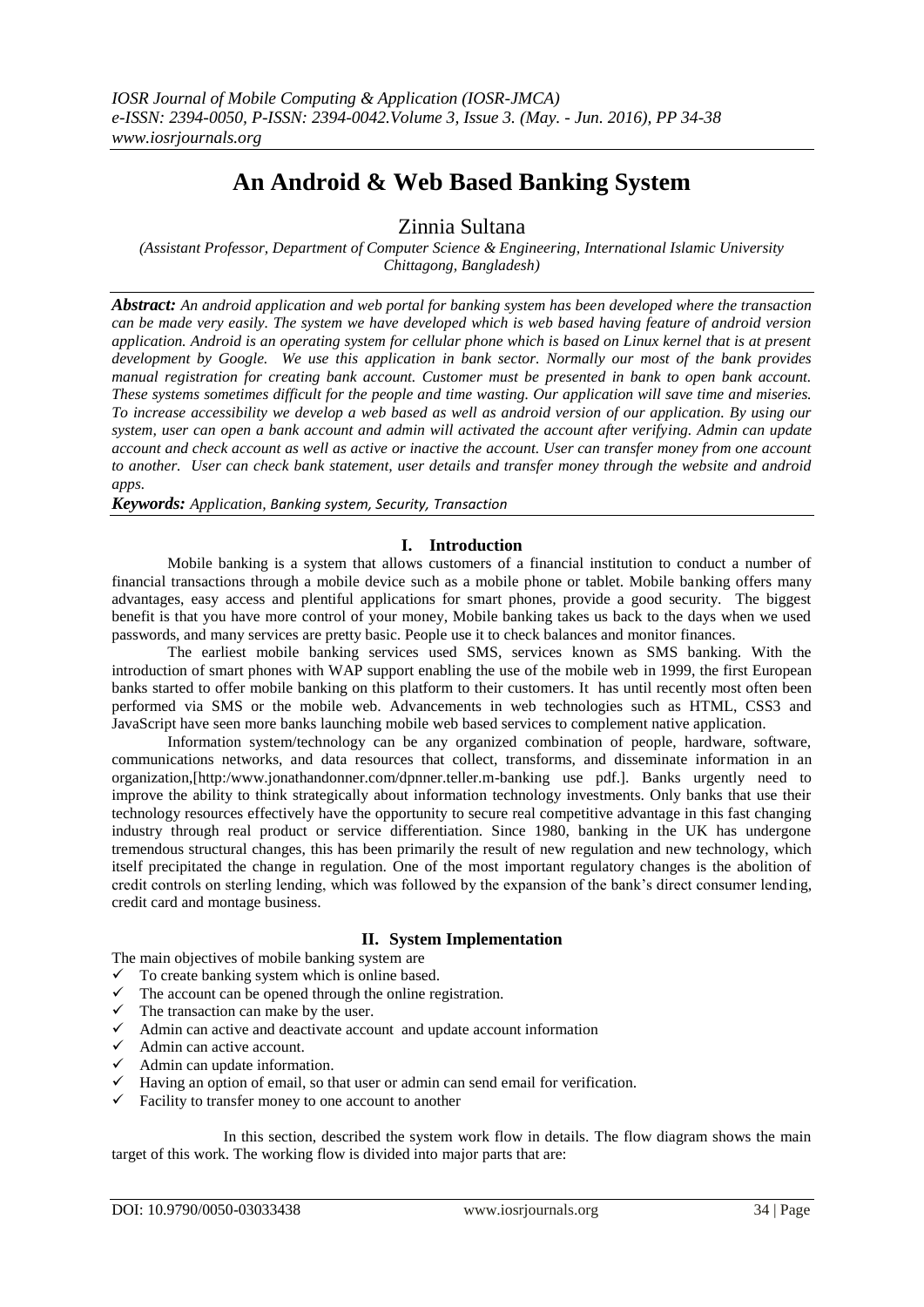# An Android & Web Based Banking System

Zinnia Sultana

*(Assistant Professor, Department of Computer Science & Engineering, International Islamic University Chittagong, Bangladesh)*

***Abstract:*** *An android application and web portal for banking system has been developed where the transaction can be made very easily. The system we have developed which is web based having feature of android version application. Android is an operating system for cellular phone which is based on Linux kernel that is at present development by Google. We use this application in bank sector. Normally our most of the bank provides manual registration for creating bank account. Customer must be presented in bank to open bank account. These systems sometimes difficult for the people and time wasting. Our application will save time and miseries. To increase accessibility we develop a web based as well as android version of our application. By using our system, user can open a bank account and admin will activated the account after verifying. Admin can update account and check account as well as active or inactive the account. User can transfer money from one account to another. User can check bank statement, user details and transfer money through the website and android apps.*

***Keywords:*** *Application, Banking system, Security, Transaction*

## I. Introduction

Mobile banking is a system that allows customers of a financial institution to conduct a number of financial transactions through a mobile device such as a mobile phone or tablet. Mobile banking offers many advantages, easy access and plentiful applications for smart phones, provide a good security. The biggest benefit is that you have more control of your money, Mobile banking takes us back to the days when we used passwords, and many services are pretty basic. People use it to check balances and monitor finances.

The earliest mobile banking services used SMS, services known as SMS banking. With the introduction of smart phones with WAP support enabling the use of the mobile web in 1999, the first European banks started to offer mobile banking on this platform to their customers. It has until recently most often been performed via SMS or the mobile web. Advancements in web technologies such as HTML, CSS3 and JavaScript have seen more banks launching mobile web based services to complement native application.

Information system/technology can be any organized combination of people, hardware, software, communications networks, and data resources that collect, transforms, and disseminate information in an organization,[http:/www.jonathandonner.com/dpnner.teller.m-banking use pdf.]. Banks urgently need to improve the ability to think strategically about information technology investments. Only banks that use their technology resources effectively have the opportunity to secure real competitive advantage in this fast changing industry through real product or service differentiation. Since 1980, banking in the UK has undergone tremendous structural changes, this has been primarily the result of new regulation and new technology, which itself precipitated the change in regulation. One of the most important regulatory changes is the abolition of credit controls on sterling lending, which was followed by the expansion of the bank's direct consumer lending, credit card and montage business.

## II. System Implementation

The main objectives of mobile banking system are

- ✓ To create banking system which is online based.
- ✓ The account can be opened through the online registration.
- ✓ The transaction can make by the user.
- ✓ Admin can active and deactivate account and update account information
- ✓ Admin can active account.
- ✓ Admin can update information.
- ✓ Having an option of email, so that user or admin can send email for verification.
- ✓ Facility to transfer money to one account to another

In this section, described the system work flow in details. The flow diagram shows the main target of this work. The working flow is divided into major parts that are: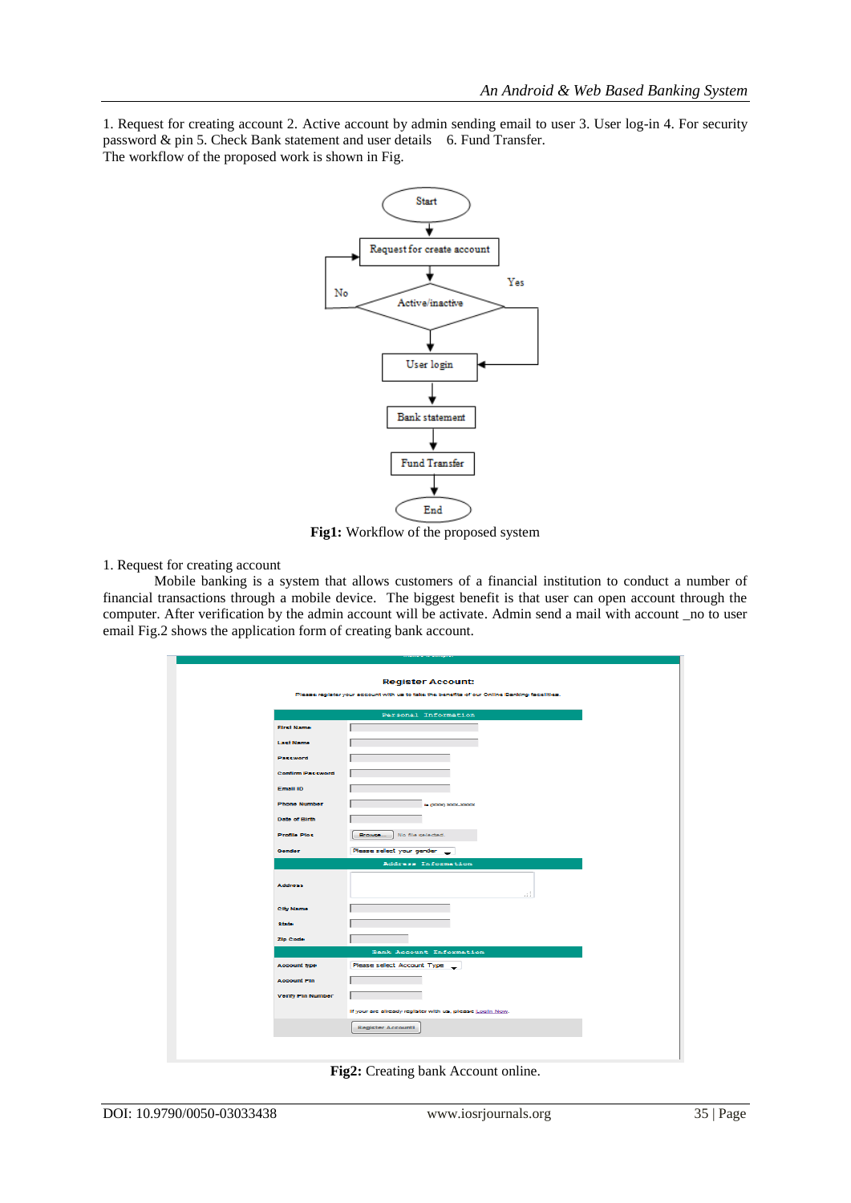1. Request for creating account 2. Active account by admin sending email to user 3. User log-in 4. For security password & pin 5. Check Bank statement and user details  6. Fund Transfer.
The workflow of the proposed work is shown in Fig.

**Fig1:** Workflow of the proposed system

1. Request for creating account

Mobile banking is a system that allows customers of a financial institution to conduct a number of financial transactions through a mobile device. The biggest benefit is that user can open account through the computer. After verification by the admin account will be activate. Admin send a mail with account _no to user email Fig.2 shows the application form of creating bank account.

**Fig2:** Creating bank Account online.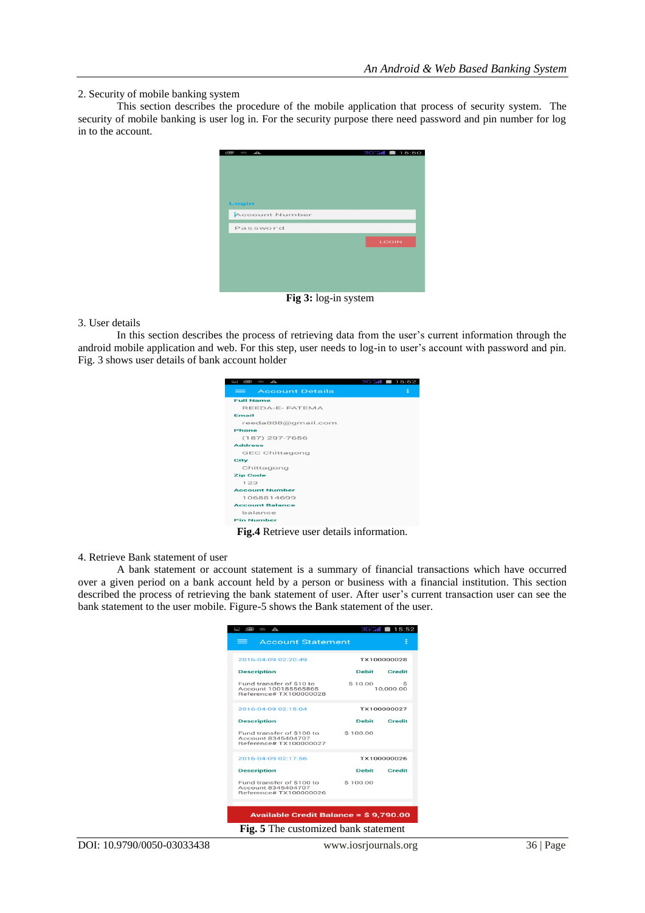2. Security of mobile banking system

This section describes the procedure of the mobile application that process of security system. The security of mobile banking is user log in. For the security purpose there need password and pin number for log in to the account.

**Fig 3:** log-in system

3. User details

In this section describes the process of retrieving data from the user's current information through the android mobile application and web. For this step, user needs to log-in to user's account with password and pin. Fig. 3 shows user details of bank account holder

**Fig.4** Retrieve user details information.

4. Retrieve Bank statement of user

A bank statement or account statement is a summary of financial transactions which have occurred over a given period on a bank account held by a person or business with a financial institution. This section described the process of retrieving the bank statement of user. After user's current transaction user can see the bank statement to the user mobile. Figure-5 shows the Bank statement of the user.

**Fig. 5** The customized bank statement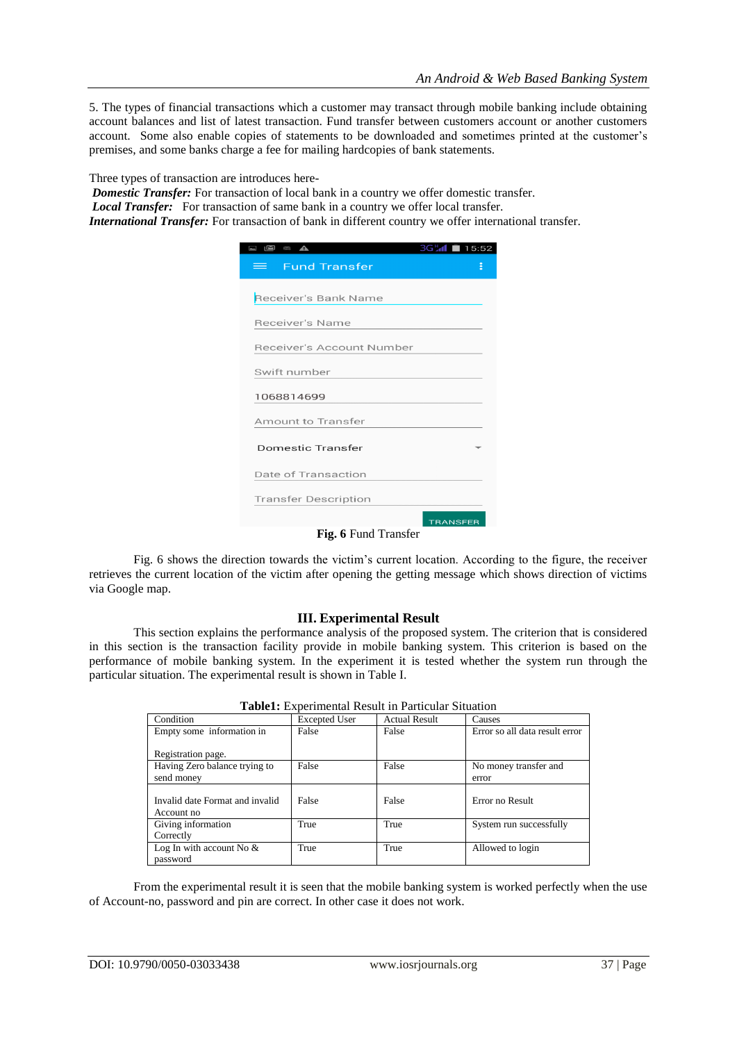5. The types of financial transactions which a customer may transact through mobile banking include obtaining account balances and list of latest transaction. Fund transfer between customers account or another customers account. Some also enable copies of statements to be downloaded and sometimes printed at the customer's premises, and some banks charge a fee for mailing hardcopies of bank statements.

Three types of transaction are introduces here-

***Domestic Transfer:*** For transaction of local bank in a country we offer domestic transfer.
***Local Transfer:*** For transaction of same bank in a country we offer local transfer.
***International Transfer:*** For transaction of bank in different country we offer international transfer.

**Fig. 6** Fund Transfer

Fig. 6 shows the direction towards the victim's current location. According to the figure, the receiver retrieves the current location of the victim after opening the getting message which shows direction of victims via Google map.

## III. Experimental Result

This section explains the performance analysis of the proposed system. The criterion that is considered in this section is the transaction facility provide in mobile banking system. This criterion is based on the performance of mobile banking system. In the experiment it is tested whether the system run through the particular situation. The experimental result is shown in Table I.

**Table1:** Experimental Result in Particular Situation

| Condition | Excepted User | Actual Result | Causes |
|---|---|---|---|
| Empty some information in Registration page. | False | False | Error so all data result error |
| Having Zero balance trying to send money | False | False | No money transfer and error |
| Invalid date Format and invalid Account no | False | False | Error no Result |
| Giving information Correctly | True | True | System run successfully |
| Log In with account No & password | True | True | Allowed to login |

From the experimental result it is seen that the mobile banking system is worked perfectly when the use of Account-no, password and pin are correct. In other case it does not work.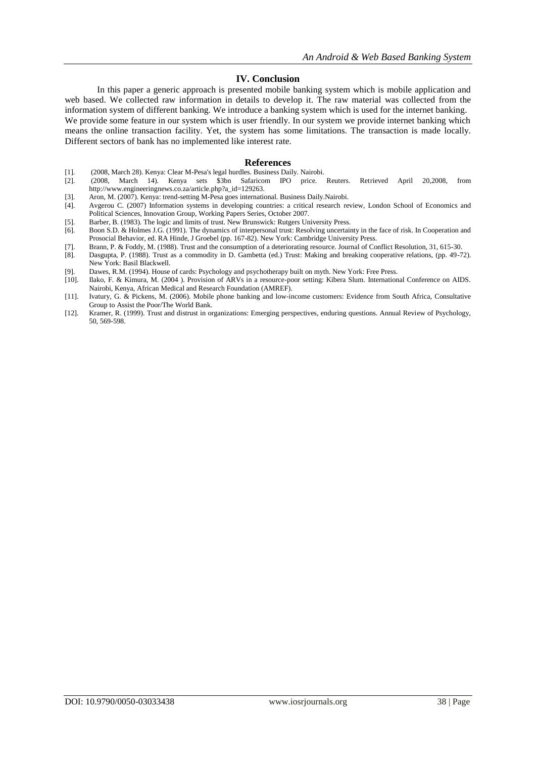## IV. Conclusion

In this paper a generic approach is presented mobile banking system which is mobile application and web based. We collected raw information in details to develop it. The raw material was collected from the information system of different banking. We introduce a banking system which is used for the internet banking. We provide some feature in our system which is user friendly. In our system we provide internet banking which means the online transaction facility. Yet, the system has some limitations. The transaction is made locally. Different sectors of bank has no implemented like interest rate.

## References

[1]. (2008, March 28). Kenya: Clear M-Pesa's legal hurdles. Business Daily. Nairobi.

[2]. (2008, March 14). Kenya sets $3bn Safaricom IPO price. Reuters. Retrieved April 20,2008, from http://www.engineeringnews.co.za/article.php?a_id=129263.

[3]. Aron, M. (2007). Kenya: trend-setting M-Pesa goes international. Business Daily.Nairobi.

[4]. Avgerou C. (2007) Information systems in developing countries: a critical research review, London School of Economics and Political Sciences, Innovation Group, Working Papers Series, October 2007.

[5]. Barber, B. (1983). The logic and limits of trust. New Brunswick: Rutgers University Press.

[6]. Boon S.D. & Holmes J.G. (1991). The dynamics of interpersonal trust: Resolving uncertainty in the face of risk. In Cooperation and Prosocial Behavior, ed. RA Hinde, J Groebel (pp. 167-82). New York: Cambridge University Press.

[7]. Brann, P. & Foddy, M. (1988). Trust and the consumption of a deteriorating resource. Journal of Conflict Resolution, 31, 615-30.

[8]. Dasgupta, P. (1988). Trust as a commodity in D. Gambetta (ed.) Trust: Making and breaking cooperative relations, (pp. 49-72). New York: Basil Blackwell.

[9]. Dawes, R.M. (1994). House of cards: Psychology and psychotherapy built on myth. New York: Free Press.

[10]. Ilako, F. & Kimura, M. (2004 ). Provision of ARVs in a resource-poor setting: Kibera Slum. International Conference on AIDS. Nairobi, Kenya, African Medical and Research Foundation (AMREF).

[11]. Ivatury, G. & Pickens, M. (2006). Mobile phone banking and low-income customers: Evidence from South Africa, Consultative Group to Assist the Poor/The World Bank.

[12]. Kramer, R. (1999). Trust and distrust in organizations: Emerging perspectives, enduring questions. Annual Review of Psychology, 50, 569-598.